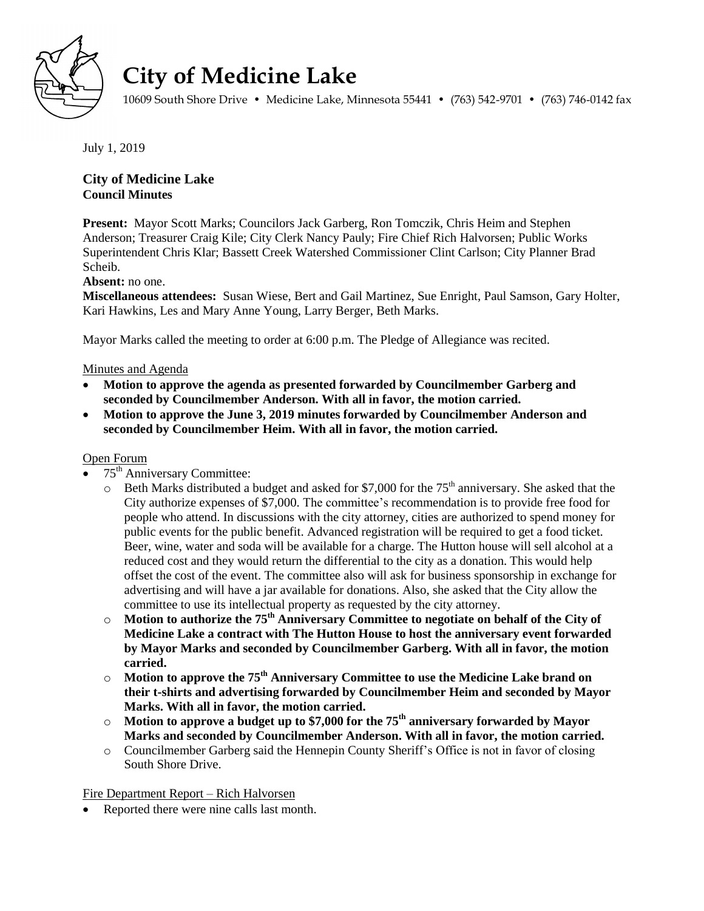# City of Medicine Lake

10609 South Shore Drive • Medicine Lake, Minnesota 55441 • (763) 542-9701 • (763) 746-0142 fax

July 1, 2019

### City of Medicine Lake
**Council Minutes**

**Present:** Mayor Scott Marks; Councilors Jack Garberg, Ron Tomczik, Chris Heim and Stephen Anderson; Treasurer Craig Kile; City Clerk Nancy Pauly; Fire Chief Rich Halvorsen; Public Works Superintendent Chris Klar; Bassett Creek Watershed Commissioner Clint Carlson; City Planner Brad Scheib.

**Absent:** no one.

**Miscellaneous attendees:** Susan Wiese, Bert and Gail Martinez, Sue Enright, Paul Samson, Gary Holter, Kari Hawkins, Les and Mary Anne Young, Larry Berger, Beth Marks.

Mayor Marks called the meeting to order at 6:00 p.m. The Pledge of Allegiance was recited.

Minutes and Agenda

- **Motion to approve the agenda as presented forwarded by Councilmember Garberg and seconded by Councilmember Anderson. With all in favor, the motion carried.**
- **Motion to approve the June 3, 2019 minutes forwarded by Councilmember Anderson and seconded by Councilmember Heim. With all in favor, the motion carried.**

Open Forum

- 75th Anniversary Committee:
  - Beth Marks distributed a budget and asked for $7,000 for the 75th anniversary. She asked that the City authorize expenses of $7,000. The committee's recommendation is to provide free food for people who attend. In discussions with the city attorney, cities are authorized to spend money for public events for the public benefit. Advanced registration will be required to get a food ticket. Beer, wine, water and soda will be available for a charge. The Hutton house will sell alcohol at a reduced cost and they would return the differential to the city as a donation. This would help offset the cost of the event. The committee also will ask for business sponsorship in exchange for advertising and will have a jar available for donations. Also, she asked that the City allow the committee to use its intellectual property as requested by the city attorney.
  - **Motion to authorize the 75th Anniversary Committee to negotiate on behalf of the City of Medicine Lake a contract with The Hutton House to host the anniversary event forwarded by Mayor Marks and seconded by Councilmember Garberg. With all in favor, the motion carried.**
  - **Motion to approve the 75th Anniversary Committee to use the Medicine Lake brand on their t-shirts and advertising forwarded by Councilmember Heim and seconded by Mayor Marks. With all in favor, the motion carried.**
  - **Motion to approve a budget up to $7,000 for the 75th anniversary forwarded by Mayor Marks and seconded by Councilmember Anderson. With all in favor, the motion carried.**
  - Councilmember Garberg said the Hennepin County Sheriff's Office is not in favor of closing South Shore Drive.

Fire Department Report – Rich Halvorsen

- Reported there were nine calls last month.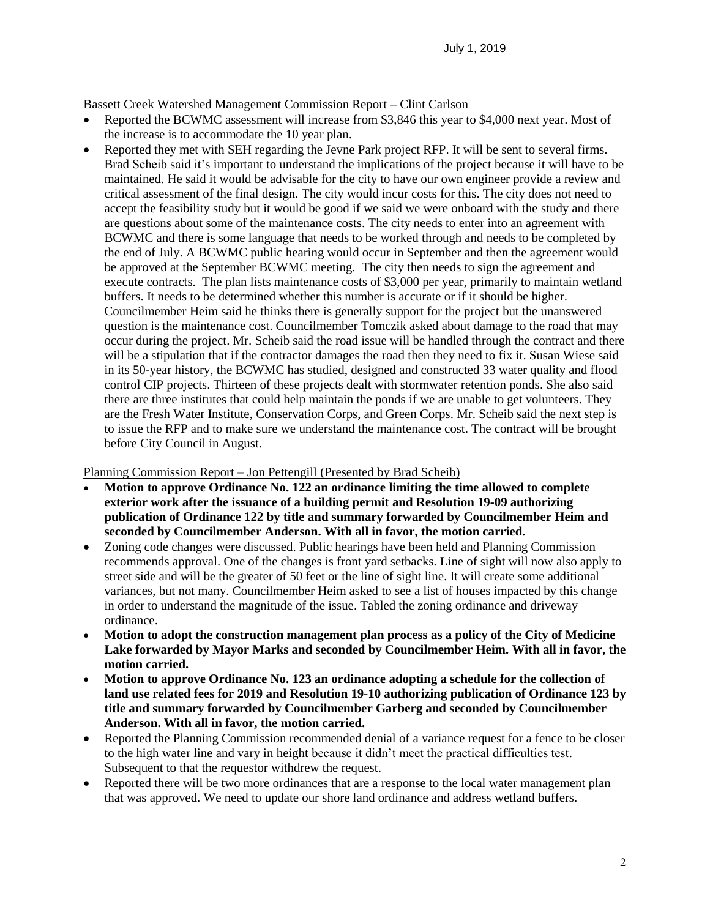Bassett Creek Watershed Management Commission Report – Clint Carlson

- Reported the BCWMC assessment will increase from $3,846 this year to $4,000 next year. Most of the increase is to accommodate the 10 year plan.
- Reported they met with SEH regarding the Jevne Park project RFP. It will be sent to several firms. Brad Scheib said it's important to understand the implications of the project because it will have to be maintained. He said it would be advisable for the city to have our own engineer provide a review and critical assessment of the final design. The city would incur costs for this. The city does not need to accept the feasibility study but it would be good if we said we were onboard with the study and there are questions about some of the maintenance costs. The city needs to enter into an agreement with BCWMC and there is some language that needs to be worked through and needs to be completed by the end of July. A BCWMC public hearing would occur in September and then the agreement would be approved at the September BCWMC meeting. The city then needs to sign the agreement and execute contracts. The plan lists maintenance costs of $3,000 per year, primarily to maintain wetland buffers. It needs to be determined whether this number is accurate or if it should be higher. Councilmember Heim said he thinks there is generally support for the project but the unanswered question is the maintenance cost. Councilmember Tomczik asked about damage to the road that may occur during the project. Mr. Scheib said the road issue will be handled through the contract and there will be a stipulation that if the contractor damages the road then they need to fix it. Susan Wiese said in its 50-year history, the BCWMC has studied, designed and constructed 33 water quality and flood control CIP projects. Thirteen of these projects dealt with stormwater retention ponds. She also said there are three institutes that could help maintain the ponds if we are unable to get volunteers. They are the Fresh Water Institute, Conservation Corps, and Green Corps. Mr. Scheib said the next step is to issue the RFP and to make sure we understand the maintenance cost. The contract will be brought before City Council in August.

Planning Commission Report – Jon Pettengill (Presented by Brad Scheib)

- **Motion to approve Ordinance No. 122 an ordinance limiting the time allowed to complete exterior work after the issuance of a building permit and Resolution 19-09 authorizing publication of Ordinance 122 by title and summary forwarded by Councilmember Heim and seconded by Councilmember Anderson. With all in favor, the motion carried.**
- Zoning code changes were discussed. Public hearings have been held and Planning Commission recommends approval. One of the changes is front yard setbacks. Line of sight will now also apply to street side and will be the greater of 50 feet or the line of sight line. It will create some additional variances, but not many. Councilmember Heim asked to see a list of houses impacted by this change in order to understand the magnitude of the issue. Tabled the zoning ordinance and driveway ordinance.
- **Motion to adopt the construction management plan process as a policy of the City of Medicine Lake forwarded by Mayor Marks and seconded by Councilmember Heim. With all in favor, the motion carried.**
- **Motion to approve Ordinance No. 123 an ordinance adopting a schedule for the collection of land use related fees for 2019 and Resolution 19-10 authorizing publication of Ordinance 123 by title and summary forwarded by Councilmember Garberg and seconded by Councilmember Anderson. With all in favor, the motion carried.**
- Reported the Planning Commission recommended denial of a variance request for a fence to be closer to the high water line and vary in height because it didn't meet the practical difficulties test. Subsequent to that the requestor withdrew the request.
- Reported there will be two more ordinances that are a response to the local water management plan that was approved. We need to update our shore land ordinance and address wetland buffers.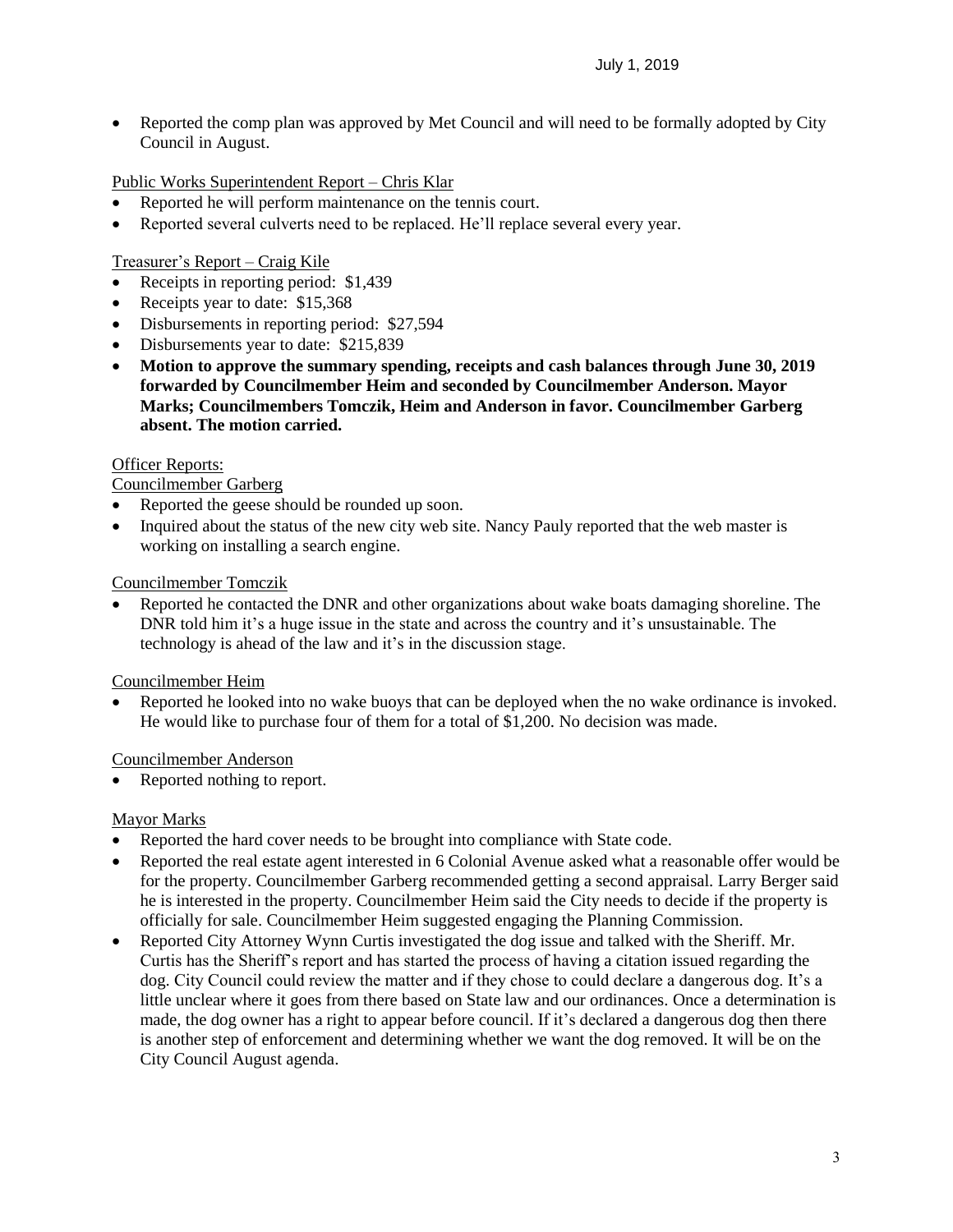- Reported the comp plan was approved by Met Council and will need to be formally adopted by City Council in August.

Public Works Superintendent Report – Chris Klar

- Reported he will perform maintenance on the tennis court.
- Reported several culverts need to be replaced. He'll replace several every year.

Treasurer's Report – Craig Kile

- Receipts in reporting period: $1,439
- Receipts year to date: $15,368
- Disbursements in reporting period: $27,594
- Disbursements year to date: $215,839
- **Motion to approve the summary spending, receipts and cash balances through June 30, 2019 forwarded by Councilmember Heim and seconded by Councilmember Anderson. Mayor Marks; Councilmembers Tomczik, Heim and Anderson in favor. Councilmember Garberg absent. The motion carried.**

Officer Reports:

Councilmember Garberg

- Reported the geese should be rounded up soon.
- Inquired about the status of the new city web site. Nancy Pauly reported that the web master is working on installing a search engine.

Councilmember Tomczik

- Reported he contacted the DNR and other organizations about wake boats damaging shoreline. The DNR told him it's a huge issue in the state and across the country and it's unsustainable. The technology is ahead of the law and it's in the discussion stage.

Councilmember Heim

- Reported he looked into no wake buoys that can be deployed when the no wake ordinance is invoked. He would like to purchase four of them for a total of $1,200. No decision was made.

Councilmember Anderson

- Reported nothing to report.

Mayor Marks

- Reported the hard cover needs to be brought into compliance with State code.
- Reported the real estate agent interested in 6 Colonial Avenue asked what a reasonable offer would be for the property. Councilmember Garberg recommended getting a second appraisal. Larry Berger said he is interested in the property. Councilmember Heim said the City needs to decide if the property is officially for sale. Councilmember Heim suggested engaging the Planning Commission.
- Reported City Attorney Wynn Curtis investigated the dog issue and talked with the Sheriff. Mr. Curtis has the Sheriff's report and has started the process of having a citation issued regarding the dog. City Council could review the matter and if they chose to could declare a dangerous dog. It's a little unclear where it goes from there based on State law and our ordinances. Once a determination is made, the dog owner has a right to appear before council. If it's declared a dangerous dog then there is another step of enforcement and determining whether we want the dog removed. It will be on the City Council August agenda.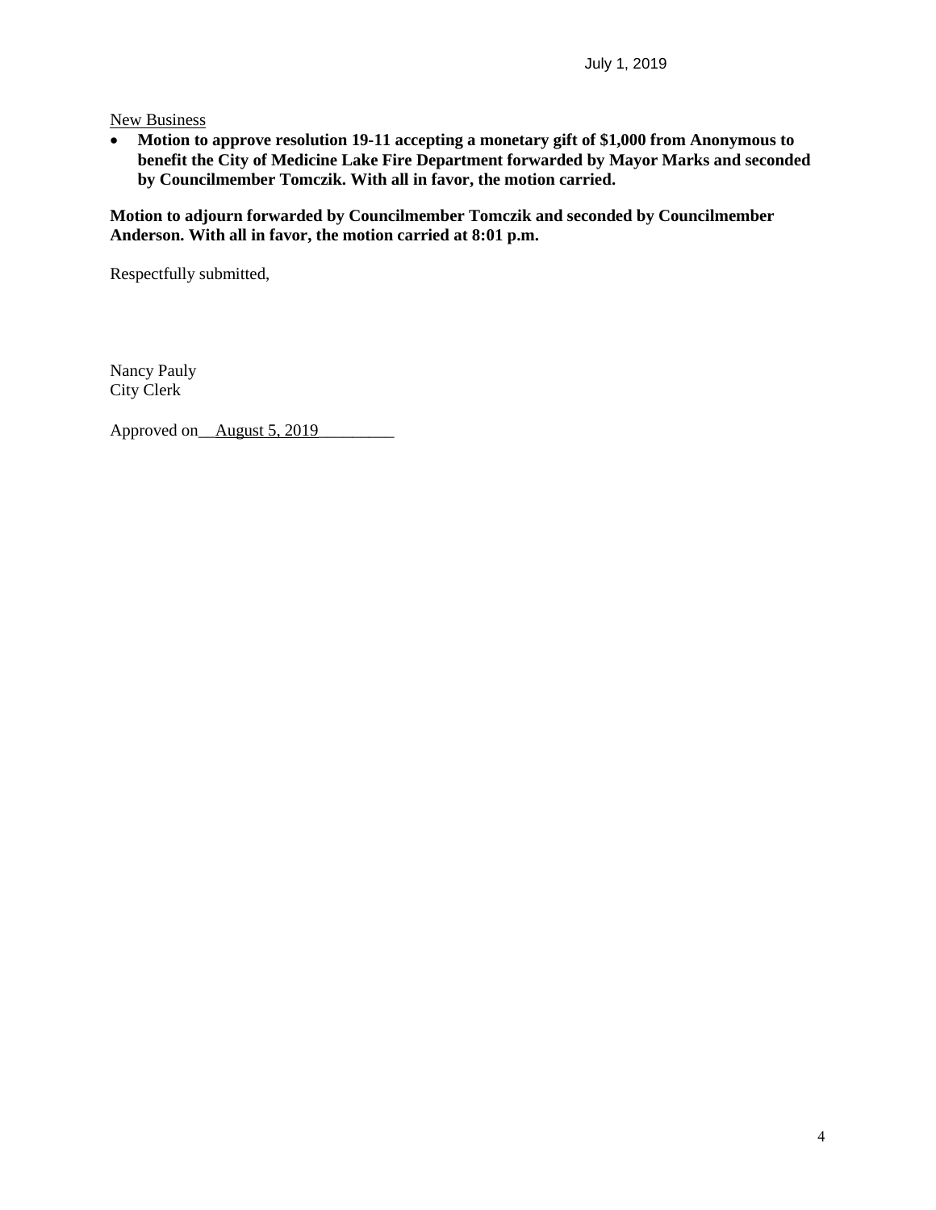July 1, 2019

New Business

- **Motion to approve resolution 19-11 accepting a monetary gift of $1,000 from Anonymous to benefit the City of Medicine Lake Fire Department forwarded by Mayor Marks and seconded by Councilmember Tomczik. With all in favor, the motion carried.**

**Motion to adjourn forwarded by Councilmember Tomczik and seconded by Councilmember Anderson. With all in favor, the motion carried at 8:01 p.m.**

Respectfully submitted,

Nancy Pauly
City Clerk

Approved on August 5, 2019